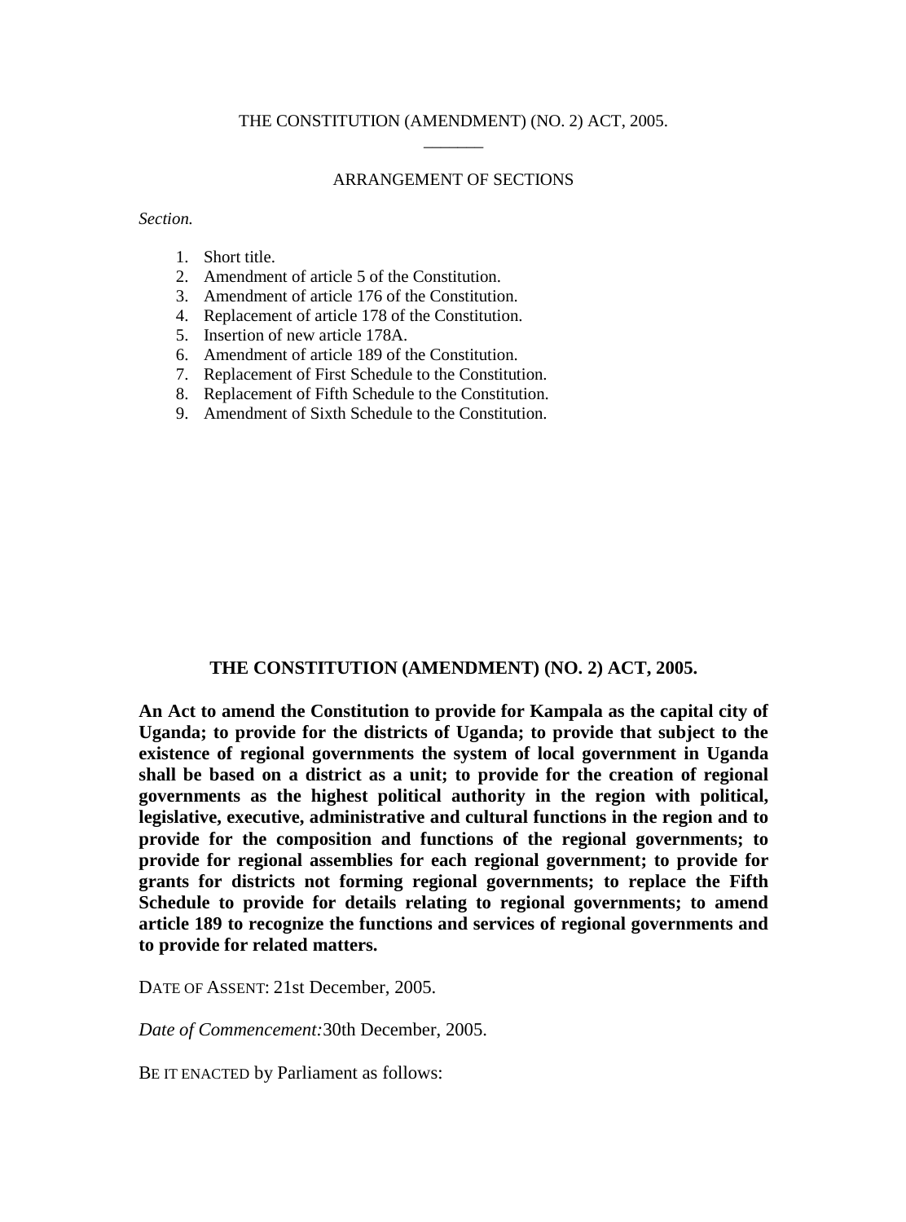THE CONSTITUTION (AMENDMENT) (NO. 2) ACT, 2005.

ARRANGEMENT OF SECTIONS

*Section.*

1. Short title.
2. Amendment of article 5 of the Constitution.
3. Amendment of article 176 of the Constitution.
4. Replacement of article 178 of the Constitution.
5. Insertion of new article 178A.
6. Amendment of article 189 of the Constitution.
7. Replacement of First Schedule to the Constitution.
8. Replacement of Fifth Schedule to the Constitution.
9. Amendment of Sixth Schedule to the Constitution.

# THE CONSTITUTION (AMENDMENT) (NO. 2) ACT, 2005.

**An Act to amend the Constitution to provide for Kampala as the capital city of Uganda; to provide for the districts of Uganda; to provide that subject to the existence of regional governments the system of local government in Uganda shall be based on a district as a unit; to provide for the creation of regional governments as the highest political authority in the region with political, legislative, executive, administrative and cultural functions in the region and to provide for the composition and functions of the regional governments; to provide for regional assemblies for each regional government; to provide for grants for districts not forming regional governments; to replace the Fifth Schedule to provide for details relating to regional governments; to amend article 189 to recognize the functions and services of regional governments and to provide for related matters.**

DATE OF ASSENT: 21st December, 2005.

*Date of Commencement:* 30th December, 2005.

BE IT ENACTED by Parliament as follows: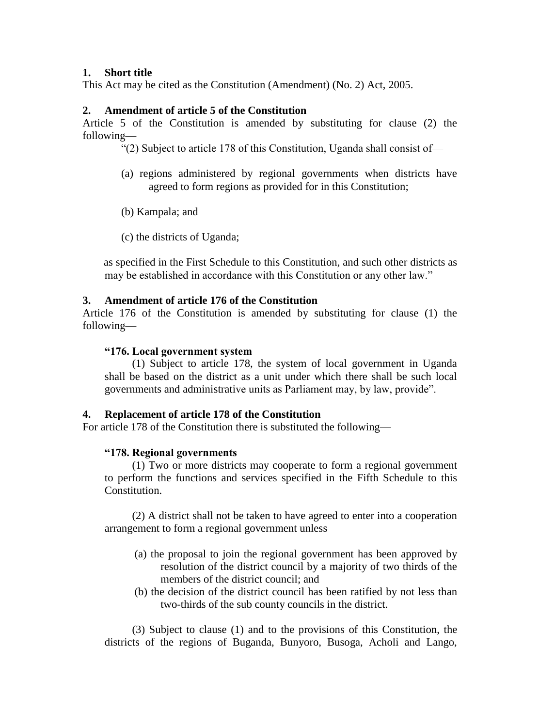## 1. Short title

This Act may be cited as the Constitution (Amendment) (No. 2) Act, 2005.

## 2. Amendment of article 5 of the Constitution

Article 5 of the Constitution is amended by substituting for clause (2) the following—

> "(2) Subject to article 178 of this Constitution, Uganda shall consist of—
>
> (a) regions administered by regional governments when districts have agreed to form regions as provided for in this Constitution;
>
> (b) Kampala; and
>
> (c) the districts of Uganda;
>
> as specified in the First Schedule to this Constitution, and such other districts as may be established in accordance with this Constitution or any other law."

## 3. Amendment of article 176 of the Constitution

Article 176 of the Constitution is amended by substituting for clause (1) the following—

> **"176. Local government system**
>
> (1) Subject to article 178, the system of local government in Uganda shall be based on the district as a unit under which there shall be such local governments and administrative units as Parliament may, by law, provide".

## 4. Replacement of article 178 of the Constitution

For article 178 of the Constitution there is substituted the following—

> **"178. Regional governments**
>
> (1) Two or more districts may cooperate to form a regional government to perform the functions and services specified in the Fifth Schedule to this Constitution.
>
> (2) A district shall not be taken to have agreed to enter into a cooperation arrangement to form a regional government unless—
>
> (a) the proposal to join the regional government has been approved by resolution of the district council by a majority of two thirds of the members of the district council; and
>
> (b) the decision of the district council has been ratified by not less than two-thirds of the sub county councils in the district.
>
> (3) Subject to clause (1) and to the provisions of this Constitution, the districts of the regions of Buganda, Bunyoro, Busoga, Acholi and Lango,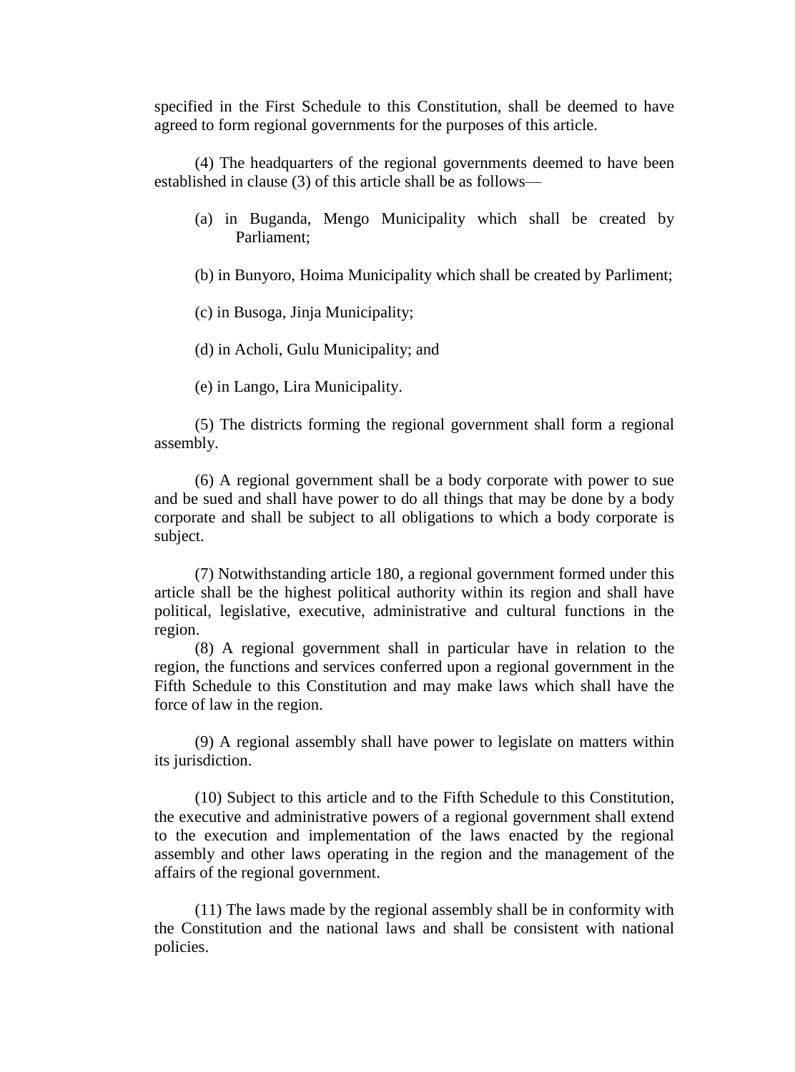specified in the First Schedule to this Constitution, shall be deemed to have agreed to form regional governments for the purposes of this article.

(4) The headquarters of the regional governments deemed to have been established in clause (3) of this article shall be as follows—

(a) in Buganda, Mengo Municipality which shall be created by Parliament;

(b) in Bunyoro, Hoima Municipality which shall be created by Parliment;

(c) in Busoga, Jinja Municipality;

(d) in Acholi, Gulu Municipality; and

(e) in Lango, Lira Municipality.

(5) The districts forming the regional government shall form a regional assembly.

(6) A regional government shall be a body corporate with power to sue and be sued and shall have power to do all things that may be done by a body corporate and shall be subject to all obligations to which a body corporate is subject.

(7) Notwithstanding article 180, a regional government formed under this article shall be the highest political authority within its region and shall have political, legislative, executive, administrative and cultural functions in the region.

(8) A regional government shall in particular have in relation to the region, the functions and services conferred upon a regional government in the Fifth Schedule to this Constitution and may make laws which shall have the force of law in the region.

(9) A regional assembly shall have power to legislate on matters within its jurisdiction.

(10) Subject to this article and to the Fifth Schedule to this Constitution, the executive and administrative powers of a regional government shall extend to the execution and implementation of the laws enacted by the regional assembly and other laws operating in the region and the management of the affairs of the regional government.

(11) The laws made by the regional assembly shall be in conformity with the Constitution and the national laws and shall be consistent with national policies.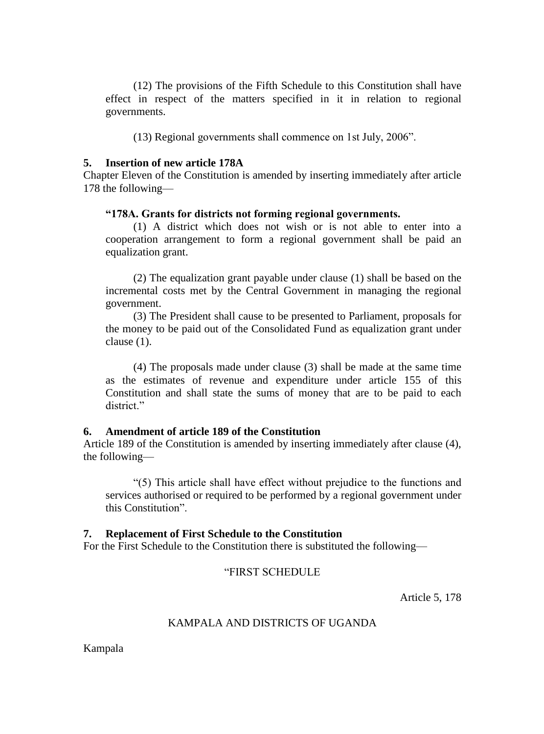(12) The provisions of the Fifth Schedule to this Constitution shall have effect in respect of the matters specified in it in relation to regional governments.

(13) Regional governments shall commence on 1st July, 2006".

**5. Insertion of new article 178A**

Chapter Eleven of the Constitution is amended by inserting immediately after article 178 the following—

**"178A. Grants for districts not forming regional governments.**

(1) A district which does not wish or is not able to enter into a cooperation arrangement to form a regional government shall be paid an equalization grant.

(2) The equalization grant payable under clause (1) shall be based on the incremental costs met by the Central Government in managing the regional government.

(3) The President shall cause to be presented to Parliament, proposals for the money to be paid out of the Consolidated Fund as equalization grant under clause (1).

(4) The proposals made under clause (3) shall be made at the same time as the estimates of revenue and expenditure under article 155 of this Constitution and shall state the sums of money that are to be paid to each district."

**6. Amendment of article 189 of the Constitution**

Article 189 of the Constitution is amended by inserting immediately after clause (4), the following—

"(5) This article shall have effect without prejudice to the functions and services authorised or required to be performed by a regional government under this Constitution".

**7. Replacement of First Schedule to the Constitution**

For the First Schedule to the Constitution there is substituted the following—

"FIRST SCHEDULE

Article 5, 178

KAMPALA AND DISTRICTS OF UGANDA

Kampala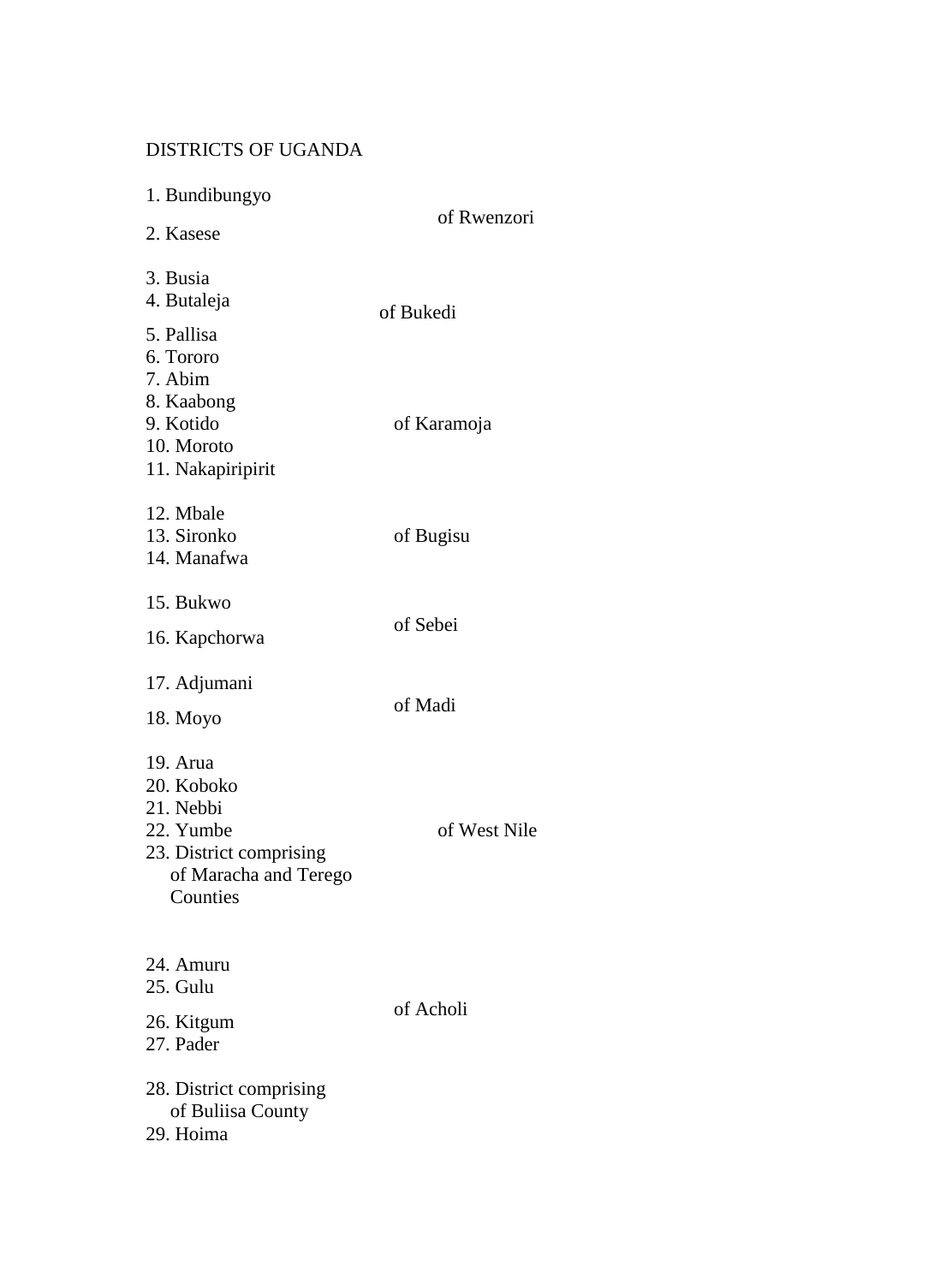DISTRICTS OF UGANDA

| District | Region |
|---|---|
| 1. Bundibungyo<br>2. Kasese | of Rwenzori |
| 3. Busia<br>4. Butaleja<br>5. Pallisa<br>6. Tororo | of Bukedi |
| 7. Abim<br>8. Kaabong<br>9. Kotido<br>10. Moroto<br>11. Nakapiripirit | of Karamoja |
| 12. Mbale<br>13. Sironko<br>14. Manafwa | of Bugisu |
| 15. Bukwo<br>16. Kapchorwa | of Sebei |
| 17. Adjumani<br>18. Moyo | of Madi |
| 19. Arua<br>20. Koboko<br>21. Nebbi<br>22. Yumbe<br>23. District comprising of Maracha and Terego Counties | of West Nile |
| 24. Amuru<br>25. Gulu<br>26. Kitgum<br>27. Pader | of Acholi |
| 28. District comprising of Buliisa County<br>29. Hoima | |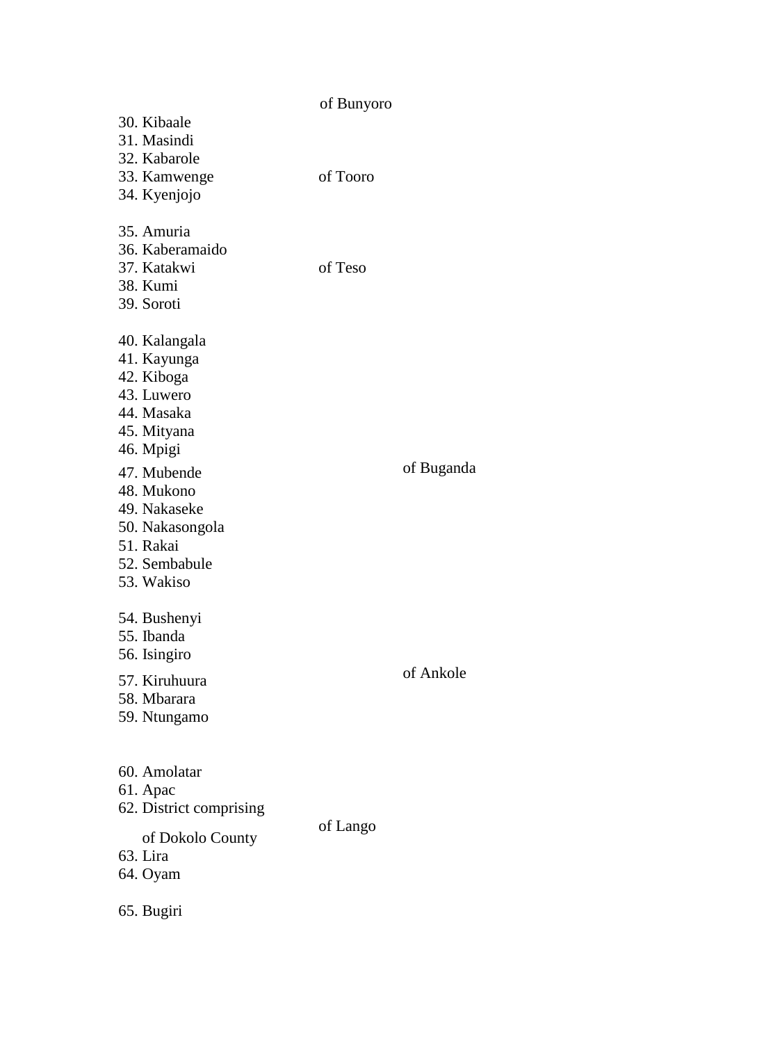of Bunyoro

30. Kibaale
31. Masindi
32. Kabarole
33. Kamwenge — of Tooro
34. Kyenjojo

35. Amuria
36. Kaberamaido
37. Katakwi — of Teso
38. Kumi
39. Soroti

40. Kalangala
41. Kayunga
42. Kiboga
43. Luwero
44. Masaka
45. Mityana
46. Mpigi
47. Mubende — of Buganda
48. Mukono
49. Nakaseke
50. Nakasongola
51. Rakai
52. Sembabule
53. Wakiso

54. Bushenyi
55. Ibanda
56. Isingiro
57. Kiruhuura — of Ankole
58. Mbarara
59. Ntungamo

60. Amolatar
61. Apac
62. District comprising of Dokolo County — of Lango
63. Lira
64. Oyam

65. Bugiri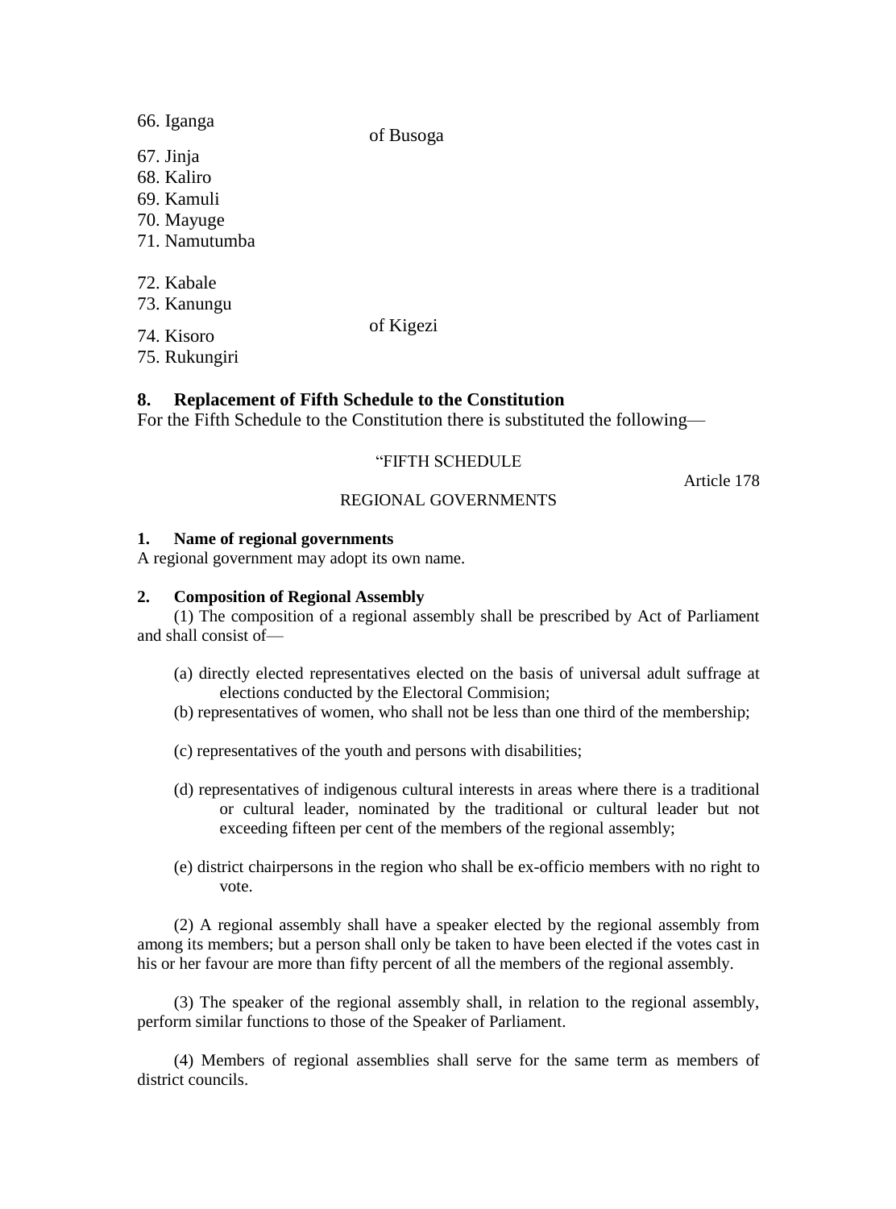66. Iganga
67. Jinja
68. Kaliro
69. Kamuli
70. Mayuge
71. Namutumba

of Busoga

72. Kabale
73. Kanungu
74. Kisoro
75. Rukungiri

of Kigezi

## 8. Replacement of Fifth Schedule to the Constitution

For the Fifth Schedule to the Constitution there is substituted the following—

“FIFTH SCHEDULE

Article 178

REGIONAL GOVERNMENTS

### 1. Name of regional governments

A regional government may adopt its own name.

### 2. Composition of Regional Assembly

(1) The composition of a regional assembly shall be prescribed by Act of Parliament and shall consist of—

(a) directly elected representatives elected on the basis of universal adult suffrage at elections conducted by the Electoral Commision;

(b) representatives of women, who shall not be less than one third of the membership;

(c) representatives of the youth and persons with disabilities;

(d) representatives of indigenous cultural interests in areas where there is a traditional or cultural leader, nominated by the traditional or cultural leader but not exceeding fifteen per cent of the members of the regional assembly;

(e) district chairpersons in the region who shall be ex-officio members with no right to vote.

(2) A regional assembly shall have a speaker elected by the regional assembly from among its members; but a person shall only be taken to have been elected if the votes cast in his or her favour are more than fifty percent of all the members of the regional assembly.

(3) The speaker of the regional assembly shall, in relation to the regional assembly, perform similar functions to those of the Speaker of Parliament.

(4) Members of regional assemblies shall serve for the same term as members of district councils.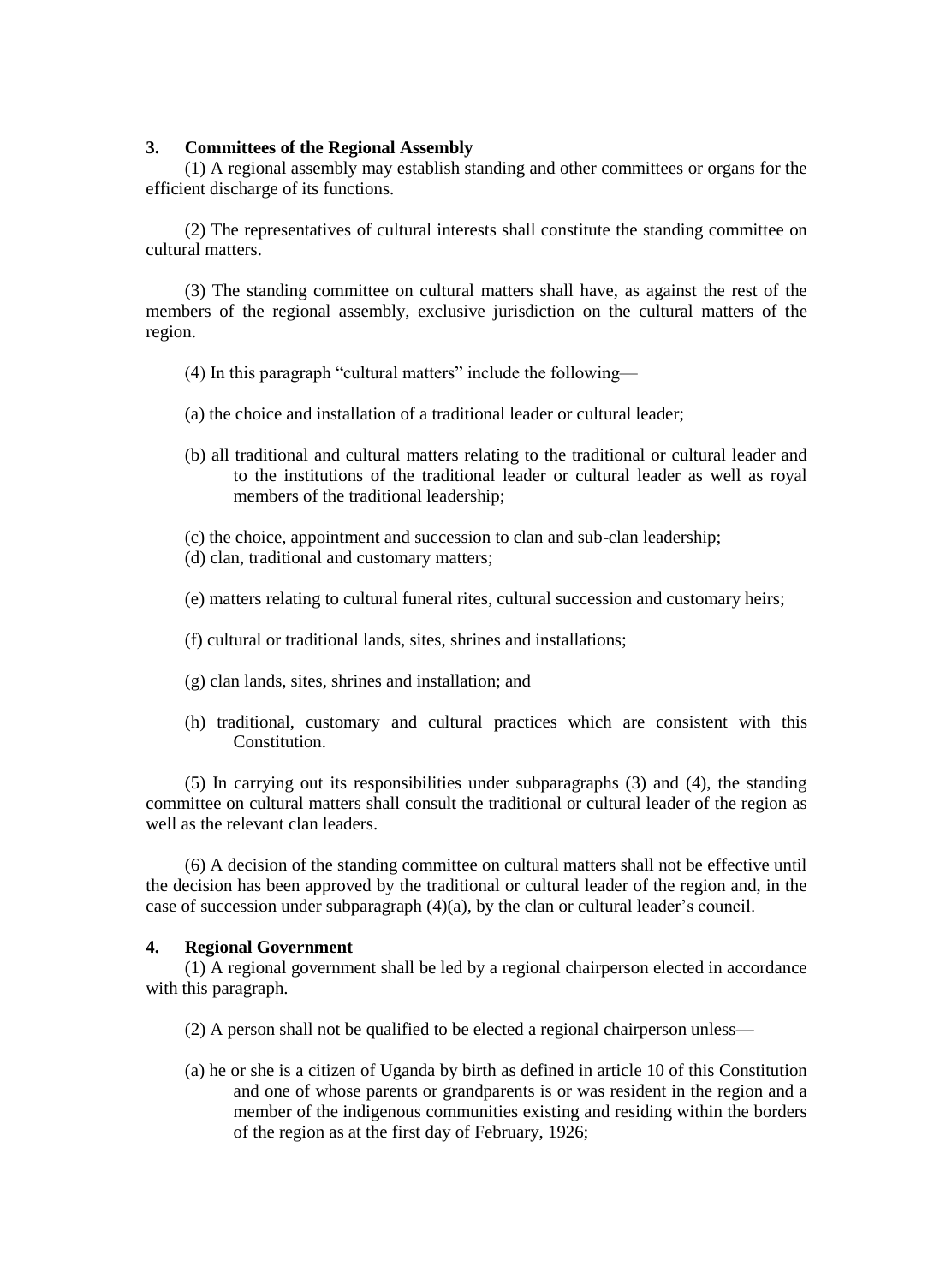### 3. Committees of the Regional Assembly

(1) A regional assembly may establish standing and other committees or organs for the efficient discharge of its functions.

(2) The representatives of cultural interests shall constitute the standing committee on cultural matters.

(3) The standing committee on cultural matters shall have, as against the rest of the members of the regional assembly, exclusive jurisdiction on the cultural matters of the region.

(4) In this paragraph "cultural matters" include the following—

(a) the choice and installation of a traditional leader or cultural leader;

(b) all traditional and cultural matters relating to the traditional or cultural leader and to the institutions of the traditional leader or cultural leader as well as royal members of the traditional leadership;

(c) the choice, appointment and succession to clan and sub-clan leadership;

(d) clan, traditional and customary matters;

(e) matters relating to cultural funeral rites, cultural succession and customary heirs;

(f) cultural or traditional lands, sites, shrines and installations;

(g) clan lands, sites, shrines and installation; and

(h) traditional, customary and cultural practices which are consistent with this Constitution.

(5) In carrying out its responsibilities under subparagraphs (3) and (4), the standing committee on cultural matters shall consult the traditional or cultural leader of the region as well as the relevant clan leaders.

(6) A decision of the standing committee on cultural matters shall not be effective until the decision has been approved by the traditional or cultural leader of the region and, in the case of succession under subparagraph (4)(a), by the clan or cultural leader's council.

### 4. Regional Government

(1) A regional government shall be led by a regional chairperson elected in accordance with this paragraph.

(2) A person shall not be qualified to be elected a regional chairperson unless—

(a) he or she is a citizen of Uganda by birth as defined in article 10 of this Constitution and one of whose parents or grandparents is or was resident in the region and a member of the indigenous communities existing and residing within the borders of the region as at the first day of February, 1926;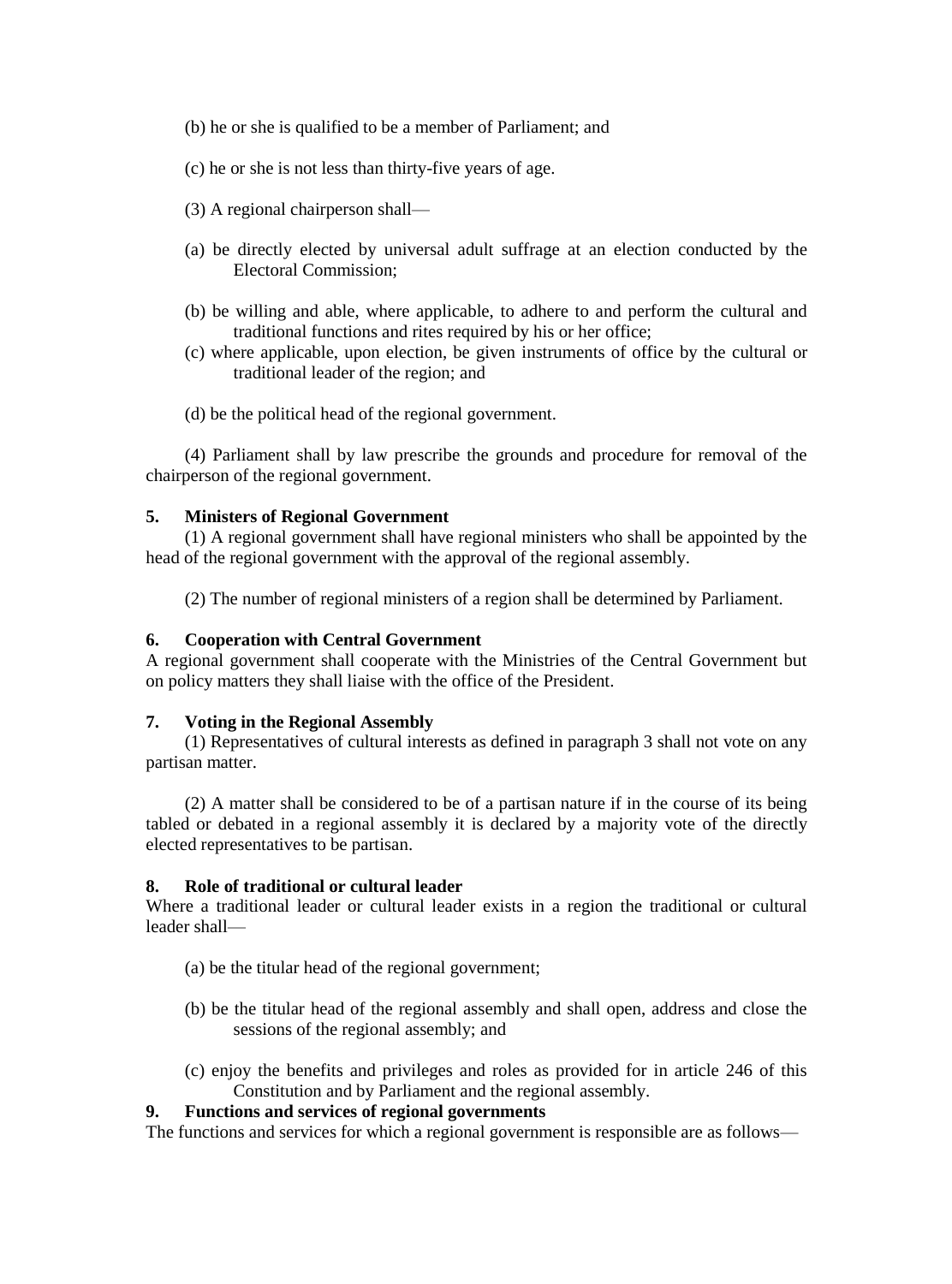(b) he or she is qualified to be a member of Parliament; and

(c) he or she is not less than thirty-five years of age.

(3) A regional chairperson shall—

(a) be directly elected by universal adult suffrage at an election conducted by the Electoral Commission;

(b) be willing and able, where applicable, to adhere to and perform the cultural and traditional functions and rites required by his or her office;

(c) where applicable, upon election, be given instruments of office by the cultural or traditional leader of the region; and

(d) be the political head of the regional government.

(4) Parliament shall by law prescribe the grounds and procedure for removal of the chairperson of the regional government.

**5. Ministers of Regional Government**

(1) A regional government shall have regional ministers who shall be appointed by the head of the regional government with the approval of the regional assembly.

(2) The number of regional ministers of a region shall be determined by Parliament.

**6. Cooperation with Central Government**

A regional government shall cooperate with the Ministries of the Central Government but on policy matters they shall liaise with the office of the President.

**7. Voting in the Regional Assembly**

(1) Representatives of cultural interests as defined in paragraph 3 shall not vote on any partisan matter.

(2) A matter shall be considered to be of a partisan nature if in the course of its being tabled or debated in a regional assembly it is declared by a majority vote of the directly elected representatives to be partisan.

**8. Role of traditional or cultural leader**

Where a traditional leader or cultural leader exists in a region the traditional or cultural leader shall—

(a) be the titular head of the regional government;

(b) be the titular head of the regional assembly and shall open, address and close the sessions of the regional assembly; and

(c) enjoy the benefits and privileges and roles as provided for in article 246 of this Constitution and by Parliament and the regional assembly.

**9. Functions and services of regional governments**

The functions and services for which a regional government is responsible are as follows—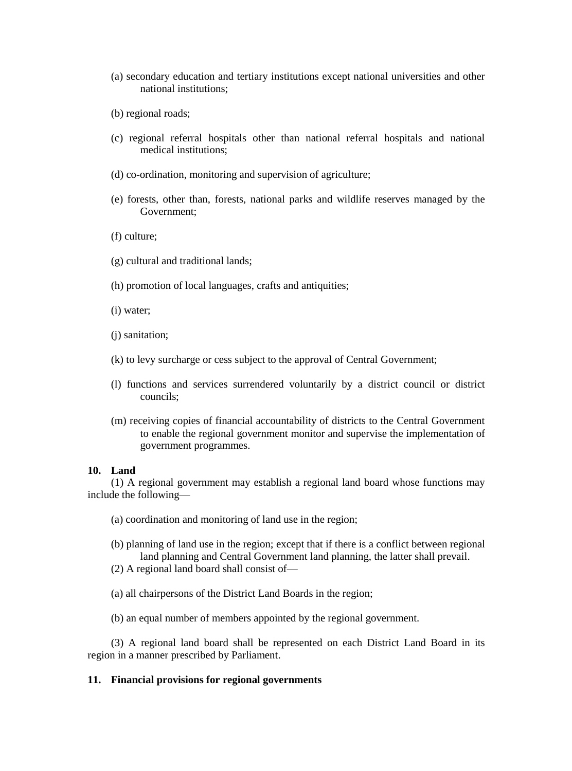(a) secondary education and tertiary institutions except national universities and other national institutions;

(b) regional roads;

(c) regional referral hospitals other than national referral hospitals and national medical institutions;

(d) co-ordination, monitoring and supervision of agriculture;

(e) forests, other than, forests, national parks and wildlife reserves managed by the Government;

(f) culture;

(g) cultural and traditional lands;

(h) promotion of local languages, crafts and antiquities;

(i) water;

(j) sanitation;

(k) to levy surcharge or cess subject to the approval of Central Government;

(l) functions and services surrendered voluntarily by a district council or district councils;

(m) receiving copies of financial accountability of districts to the Central Government to enable the regional government monitor and supervise the implementation of government programmes.

**10. Land**

(1) A regional government may establish a regional land board whose functions may include the following—

(a) coordination and monitoring of land use in the region;

(b) planning of land use in the region; except that if there is a conflict between regional land planning and Central Government land planning, the latter shall prevail.

(2) A regional land board shall consist of—

(a) all chairpersons of the District Land Boards in the region;

(b) an equal number of members appointed by the regional government.

(3) A regional land board shall be represented on each District Land Board in its region in a manner prescribed by Parliament.

**11. Financial provisions for regional governments**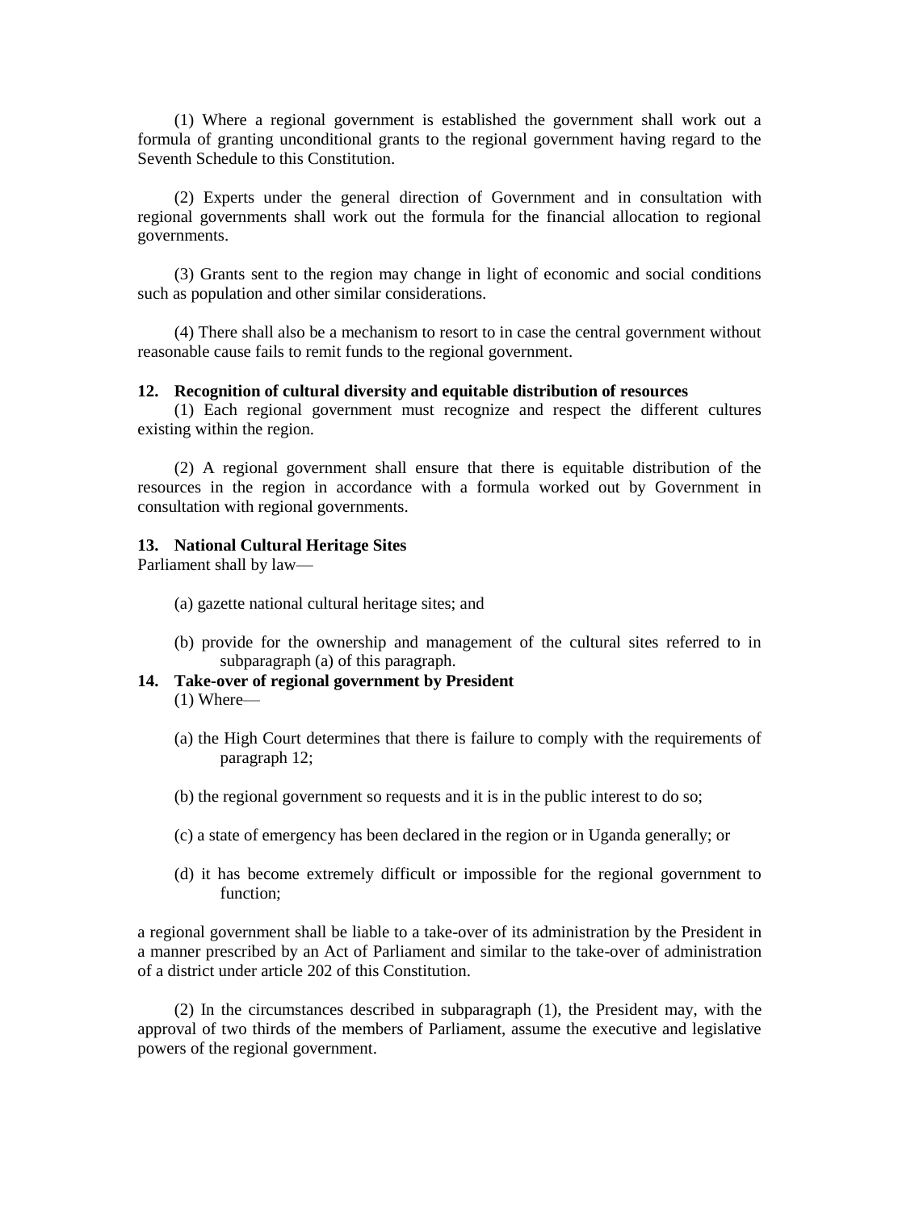(1) Where a regional government is established the government shall work out a formula of granting unconditional grants to the regional government having regard to the Seventh Schedule to this Constitution.

(2) Experts under the general direction of Government and in consultation with regional governments shall work out the formula for the financial allocation to regional governments.

(3) Grants sent to the region may change in light of economic and social conditions such as population and other similar considerations.

(4) There shall also be a mechanism to resort to in case the central government without reasonable cause fails to remit funds to the regional government.

**12. Recognition of cultural diversity and equitable distribution of resources**

(1) Each regional government must recognize and respect the different cultures existing within the region.

(2) A regional government shall ensure that there is equitable distribution of the resources in the region in accordance with a formula worked out by Government in consultation with regional governments.

**13. National Cultural Heritage Sites**

Parliament shall by law—

(a) gazette national cultural heritage sites; and

(b) provide for the ownership and management of the cultural sites referred to in subparagraph (a) of this paragraph.

**14. Take-over of regional government by President**

(1) Where—

(a) the High Court determines that there is failure to comply with the requirements of paragraph 12;

(b) the regional government so requests and it is in the public interest to do so;

(c) a state of emergency has been declared in the region or in Uganda generally; or

(d) it has become extremely difficult or impossible for the regional government to function;

a regional government shall be liable to a take-over of its administration by the President in a manner prescribed by an Act of Parliament and similar to the take-over of administration of a district under article 202 of this Constitution.

(2) In the circumstances described in subparagraph (1), the President may, with the approval of two thirds of the members of Parliament, assume the executive and legislative powers of the regional government.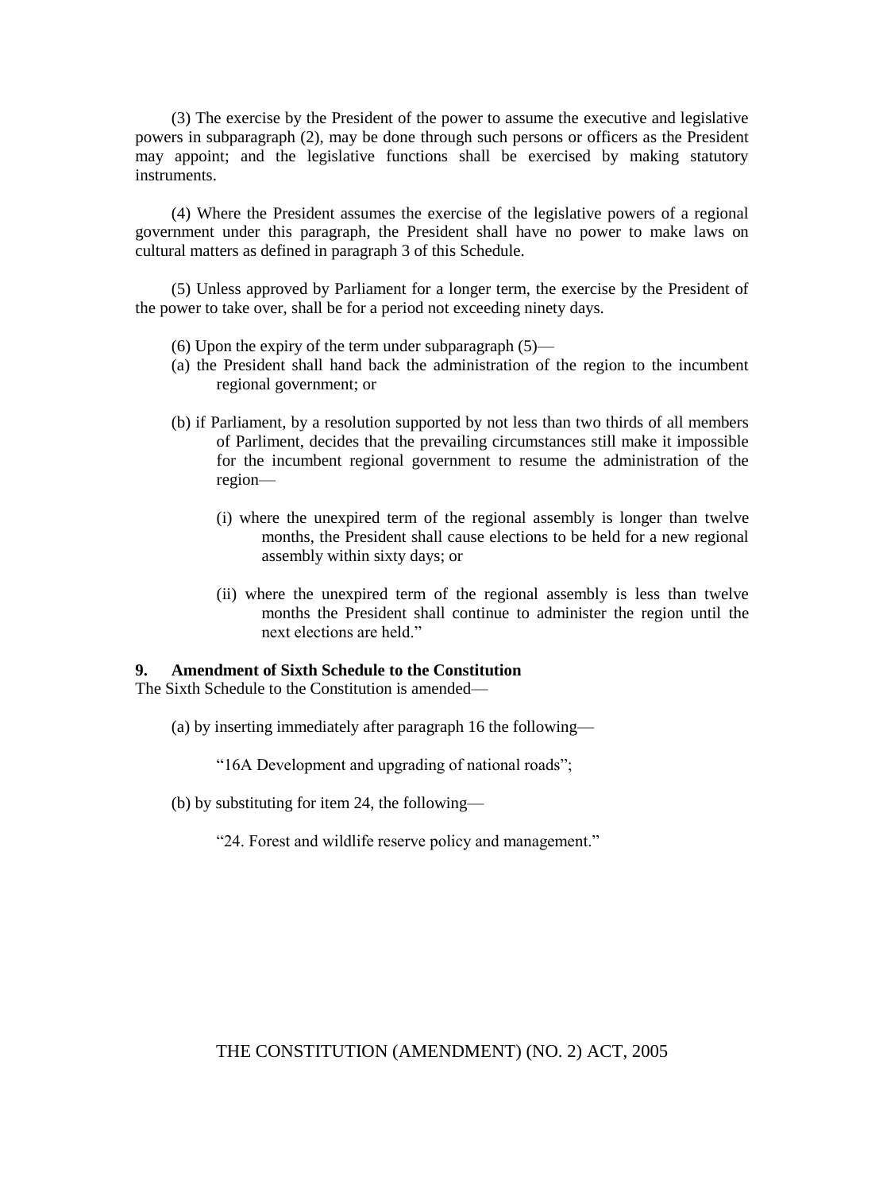(3) The exercise by the President of the power to assume the executive and legislative powers in subparagraph (2), may be done through such persons or officers as the President may appoint; and the legislative functions shall be exercised by making statutory instruments.

(4) Where the President assumes the exercise of the legislative powers of a regional government under this paragraph, the President shall have no power to make laws on cultural matters as defined in paragraph 3 of this Schedule.

(5) Unless approved by Parliament for a longer term, the exercise by the President of the power to take over, shall be for a period not exceeding ninety days.

(6) Upon the expiry of the term under subparagraph (5)—

(a) the President shall hand back the administration of the region to the incumbent regional government; or

(b) if Parliament, by a resolution supported by not less than two thirds of all members of Parliment, decides that the prevailing circumstances still make it impossible for the incumbent regional government to resume the administration of the region—

(i) where the unexpired term of the regional assembly is longer than twelve months, the President shall cause elections to be held for a new regional assembly within sixty days; or

(ii) where the unexpired term of the regional assembly is less than twelve months the President shall continue to administer the region until the next elections are held."

**9. Amendment of Sixth Schedule to the Constitution**

The Sixth Schedule to the Constitution is amended—

(a) by inserting immediately after paragraph 16 the following—

"16A Development and upgrading of national roads";

(b) by substituting for item 24, the following—

"24. Forest and wildlife reserve policy and management."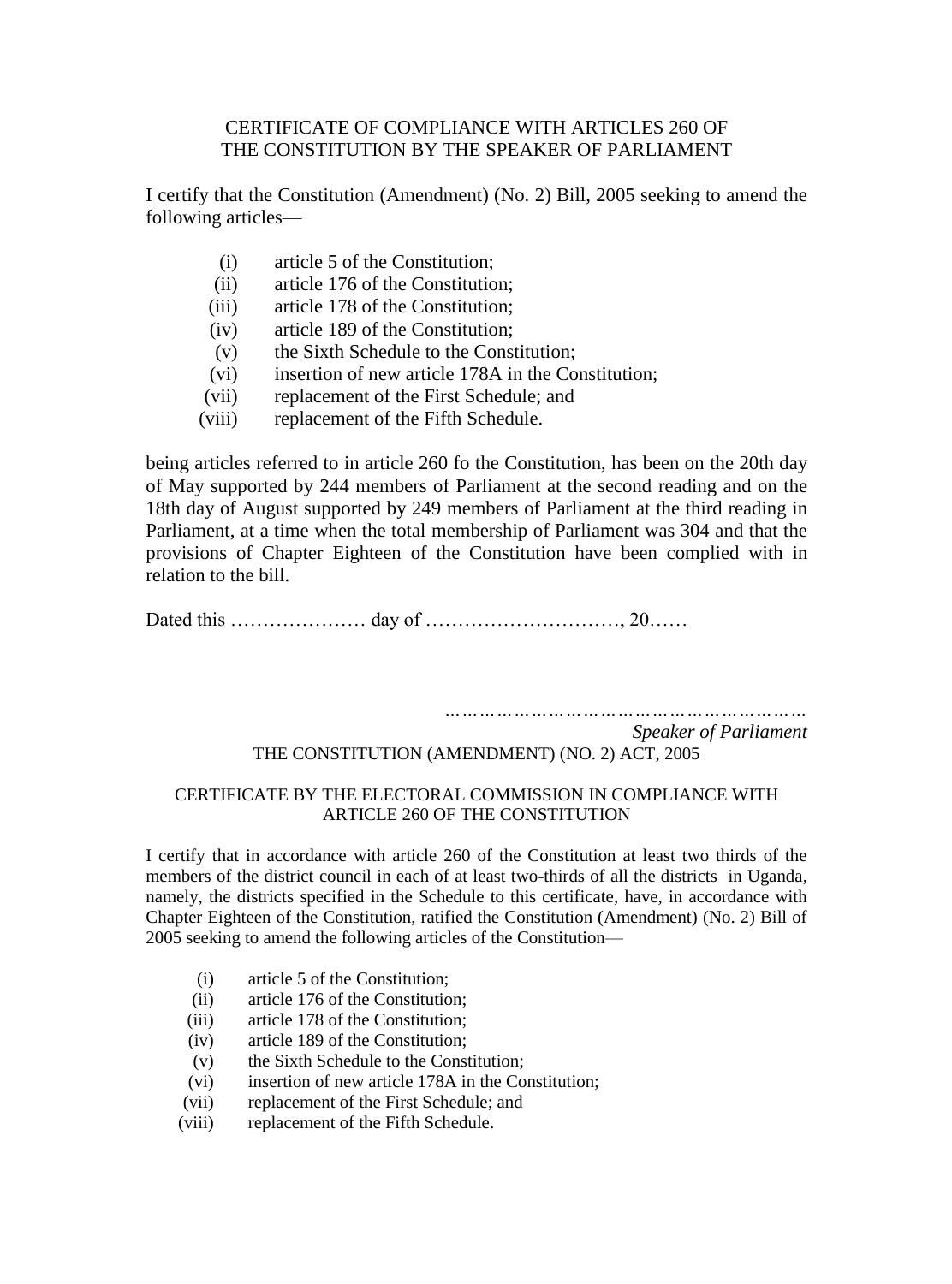CERTIFICATE OF COMPLIANCE WITH ARTICLES 260 OF THE CONSTITUTION BY THE SPEAKER OF PARLIAMENT

I certify that the Constitution (Amendment) (No. 2) Bill, 2005 seeking to amend the following articles—

(i) article 5 of the Constitution;
(ii) article 176 of the Constitution;
(iii) article 178 of the Constitution;
(iv) article 189 of the Constitution;
(v) the Sixth Schedule to the Constitution;
(vi) insertion of new article 178A in the Constitution;
(vii) replacement of the First Schedule; and
(viii) replacement of the Fifth Schedule.

being articles referred to in article 260 fo the Constitution, has been on the 20th day of May supported by 244 members of Parliament at the second reading and on the 18th day of August supported by 249 members of Parliament at the third reading in Parliament, at a time when the total membership of Parliament was 304 and that the provisions of Chapter Eighteen of the Constitution have been complied with in relation to the bill.

Dated this ………………… day of ………………………., 20……

…………………………………………………
*Speaker of Parliament*

THE CONSTITUTION (AMENDMENT) (NO. 2) ACT, 2005

CERTIFICATE BY THE ELECTORAL COMMISSION IN COMPLIANCE WITH ARTICLE 260 OF THE CONSTITUTION

I certify that in accordance with article 260 of the Constitution at least two thirds of the members of the district council in each of at least two-thirds of all the districts in Uganda, namely, the districts specified in the Schedule to this certificate, have, in accordance with Chapter Eighteen of the Constitution, ratified the Constitution (Amendment) (No. 2) Bill of 2005 seeking to amend the following articles of the Constitution—

(i) article 5 of the Constitution;
(ii) article 176 of the Constitution;
(iii) article 178 of the Constitution;
(iv) article 189 of the Constitution;
(v) the Sixth Schedule to the Constitution;
(vi) insertion of new article 178A in the Constitution;
(vii) replacement of the First Schedule; and
(viii) replacement of the Fifth Schedule.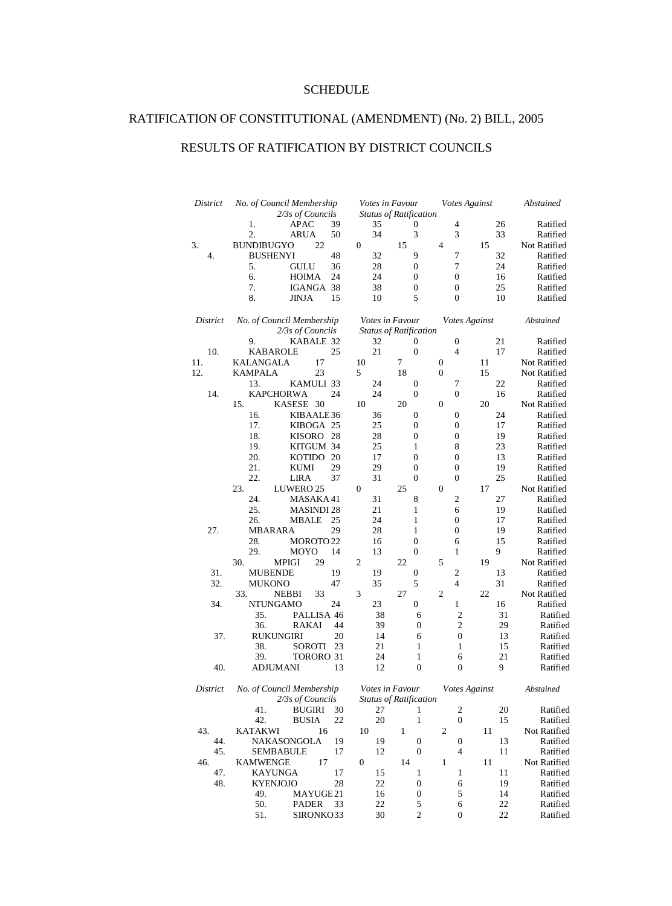SCHEDULE

RATIFICATION OF CONSTITUTIONAL (AMENDMENT) (No. 2) BILL, 2005

RESULTS OF RATIFICATION BY DISTRICT COUNCILS

| | *District* | *No. of Council Membership* | *Votes in Favour* | *Votes Against* | *Abstained* | *2/3s of Councils* | *Status of Ratification* |
|---|---|---|---|---|---|---|---|
| 1. | APAC | 39 | 35 | 0 | 4 | 26 | Ratified |
| 2. | ARUA | 50 | 34 | 3 | 3 | 33 | Ratified |
| 3. | BUNDIBUGYO | 22 | 0 | 15 | 4 | 15 | Not Ratified |
| 4. | BUSHENYI | 48 | 32 | 9 | 7 | 32 | Ratified |
| 5. | GULU | 36 | 28 | 0 | 7 | 24 | Ratified |
| 6. | HOIMA | 24 | 24 | 0 | 0 | 16 | Ratified |
| 7. | IGANGA | 38 | 38 | 0 | 0 | 25 | Ratified |
| 8. | JINJA | 15 | 10 | 5 | 0 | 10 | Ratified |
| 9. | KABALE | 32 | 32 | 0 | 0 | 21 | Ratified |
| 10. | KABAROLE | 25 | 21 | 0 | 4 | 17 | Ratified |
| 11. | KALANGALA | 17 | 10 | 7 | 0 | 11 | Not Ratified |
| 12. | KAMPALA | 23 | 5 | 18 | 0 | 15 | Not Ratified |
| 13. | KAMULI | 33 | 24 | 0 | 7 | 22 | Ratified |
| 14. | KAPCHORWA | 24 | 24 | 0 | 0 | 16 | Ratified |
| 15. | KASESE | 30 | 10 | 20 | 0 | 20 | Not Ratified |
| 16. | KIBAALE | 36 | 36 | 0 | 0 | 24 | Ratified |
| 17. | KIBOGA | 25 | 25 | 0 | 0 | 17 | Ratified |
| 18. | KISORO | 28 | 28 | 0 | 0 | 19 | Ratified |
| 19. | KITGUM | 34 | 25 | 1 | 8 | 23 | Ratified |
| 20. | KOTIDO | 20 | 17 | 0 | 0 | 13 | Ratified |
| 21. | KUMI | 29 | 29 | 0 | 0 | 19 | Ratified |
| 22. | LIRA | 37 | 31 | 0 | 0 | 25 | Ratified |
| 23. | LUWERO | 25 | 0 | 25 | 0 | 17 | Not Ratified |
| 24. | MASAKA | 41 | 31 | 8 | 2 | 27 | Ratified |
| 25. | MASINDI | 28 | 21 | 1 | 6 | 19 | Ratified |
| 26. | MBALE | 25 | 24 | 1 | 0 | 17 | Ratified |
| 27. | MBARARA | 29 | 28 | 1 | 0 | 19 | Ratified |
| 28. | MOROTO | 22 | 16 | 0 | 6 | 15 | Ratified |
| 29. | MOYO | 14 | 13 | 0 | 1 | 9 | Ratified |
| 30. | MPIGI | 29 | 2 | 22 | 5 | 19 | Not Ratified |
| 31. | MUBENDE | 19 | 19 | 0 | 2 | 13 | Ratified |
| 32. | MUKONO | 47 | 35 | 5 | 4 | 31 | Ratified |
| 33. | NEBBI | 33 | 3 | 27 | 2 | 22 | Not Ratified |
| 34. | NTUNGAMO | 24 | 23 | 0 | 1 | 16 | Ratified |
| 35. | PALLISA | 46 | 38 | 6 | 2 | 31 | Ratified |
| 36. | RAKAI | 44 | 39 | 0 | 2 | 29 | Ratified |
| 37. | RUKUNGIRI | 20 | 14 | 6 | 0 | 13 | Ratified |
| 38. | SOROTI | 23 | 21 | 1 | 1 | 15 | Ratified |
| 39. | TORORO | 31 | 24 | 1 | 6 | 21 | Ratified |
| 40. | ADJUMANI | 13 | 12 | 0 | 0 | 9 | Ratified |
| 41. | BUGIRI | 30 | 27 | 1 | 2 | 20 | Ratified |
| 42. | BUSIA | 22 | 20 | 1 | 0 | 15 | Ratified |
| 43. | KATAKWI | 16 | 10 | 1 | 2 | 11 | Not Ratified |
| 44. | NAKASONGOLA | 19 | 19 | 0 | 0 | 13 | Ratified |
| 45. | SEMBABULE | 17 | 12 | 0 | 4 | 11 | Ratified |
| 46. | KAMWENGE | 17 | 0 | 14 | 1 | 11 | Not Ratified |
| 47. | KAYUNGA | 17 | 15 | 1 | 1 | 11 | Ratified |
| 48. | KYENJOJO | 28 | 22 | 0 | 6 | 19 | Ratified |
| 49. | MAYUGE | 21 | 16 | 0 | 5 | 14 | Ratified |
| 50. | PADER | 33 | 22 | 5 | 6 | 22 | Ratified |
| 51. | SIRONKO | 33 | 30 | 2 | 0 | 22 | Ratified |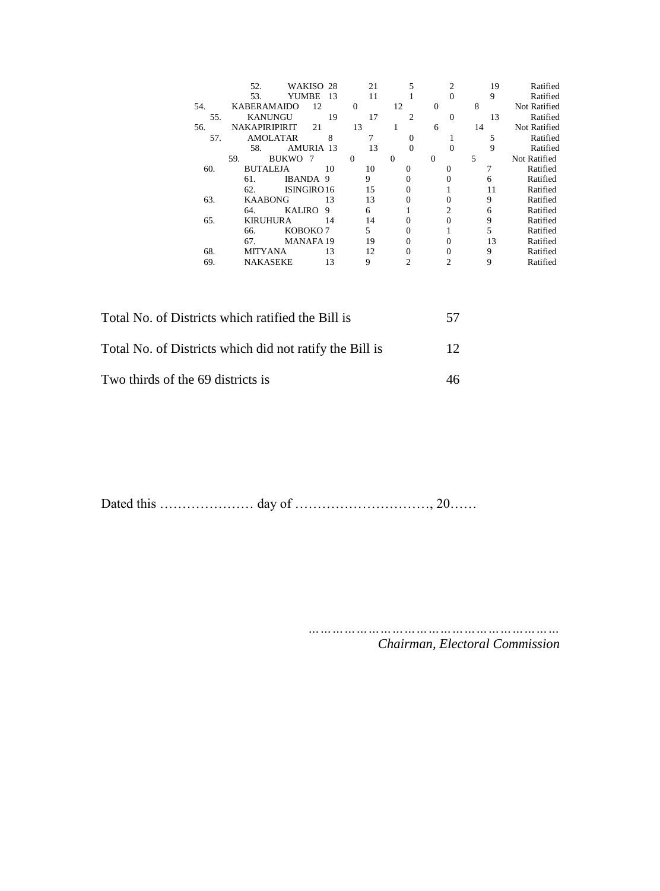| | | | | | | | |
|---|---|---|---|---|---|---|---|
| 52. | WAKISO | 28 | 21 | 5 | 2 | 19 | Ratified |
| 53. | YUMBE | 13 | 11 | 1 | 0 | 9 | Ratified |
| 54. | KABERAMAIDO | 12 | 0 | 12 | 0 | 8 | Not Ratified |
| 55. | KANUNGU | 19 | 17 | 2 | 0 | 13 | Ratified |
| 56. | NAKAPIRIPIRIT | 21 | 13 | 1 | 6 | 14 | Not Ratified |
| 57. | AMOLATAR | 8 | 7 | 0 | 1 | 5 | Ratified |
| 58. | AMURIA | 13 | 13 | 0 | 0 | 9 | Ratified |
| 59. | BUKWO | 7 | 0 | 0 | 0 | 5 | Not Ratified |
| 60. | BUTALEJA | 10 | 10 | 0 | 0 | 7 | Ratified |
| 61. | IBANDA | 9 | 9 | 0 | 0 | 6 | Ratified |
| 62. | ISINGIRO | 16 | 15 | 0 | 1 | 11 | Ratified |
| 63. | KAABONG | 13 | 13 | 0 | 0 | 9 | Ratified |
| 64. | KALIRO | 9 | 6 | 1 | 2 | 6 | Ratified |
| 65. | KIRUHURA | 14 | 14 | 0 | 0 | 9 | Ratified |
| 66. | KOBOKO | 7 | 5 | 0 | 1 | 5 | Ratified |
| 67. | MANAFA | 19 | 19 | 0 | 0 | 13 | Ratified |
| 68. | MITYANA | 13 | 12 | 0 | 0 | 9 | Ratified |
| 69. | NAKASEKE | 13 | 9 | 2 | 2 | 9 | Ratified |

Total No. of Districts which ratified the Bill is 57

Total No. of Districts which did not ratify the Bill is 12

Two thirds of the 69 districts is 46

Dated this ………………… day of …………………………, 20……

………………………………………………………

*Chairman, Electoral Commission*